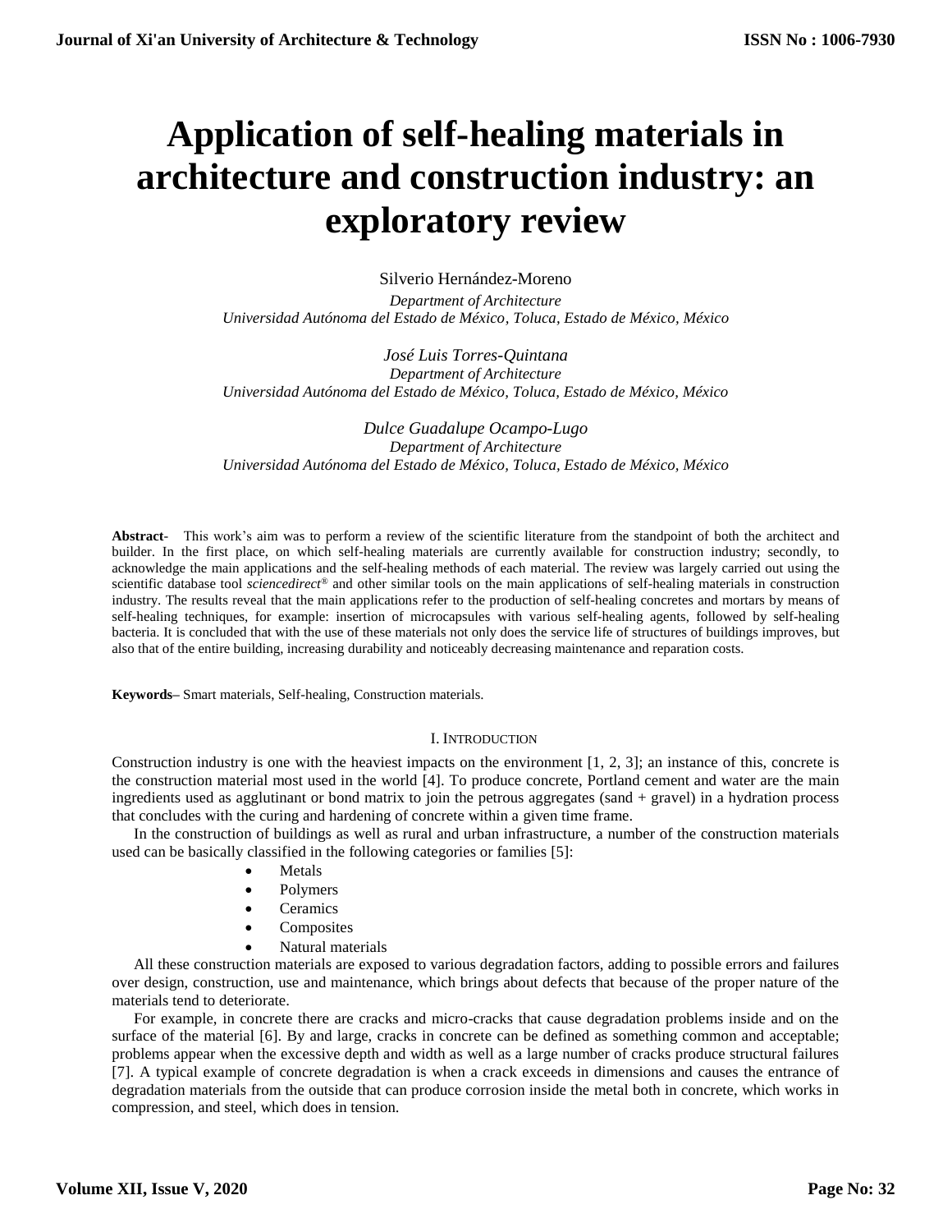# Application of self-healing materials in architecture and construction industry: an exploratory review

Silverio Hernández-Moreno

*Department of Architecture*
*Universidad Autónoma del Estado de México, Toluca, Estado de México, México*

*José Luis Torres-Quintana*
*Department of Architecture*
*Universidad Autónoma del Estado de México, Toluca, Estado de México, México*

*Dulce Guadalupe Ocampo-Lugo*
*Department of Architecture*
*Universidad Autónoma del Estado de México, Toluca, Estado de México, México*

**Abstract**- This work's aim was to perform a review of the scientific literature from the standpoint of both the architect and builder. In the first place, on which self-healing materials are currently available for construction industry; secondly, to acknowledge the main applications and the self-healing methods of each material. The review was largely carried out using the scientific database tool *sciencedirect®* and other similar tools on the main applications of self-healing materials in construction industry. The results reveal that the main applications refer to the production of self-healing concretes and mortars by means of self-healing techniques, for example: insertion of microcapsules with various self-healing agents, followed by self-healing bacteria. It is concluded that with the use of these materials not only does the service life of structures of buildings improves, but also that of the entire building, increasing durability and noticeably decreasing maintenance and reparation costs.

**Keywords**– Smart materials, Self-healing, Construction materials.

## I. Introduction

Construction industry is one with the heaviest impacts on the environment [1, 2, 3]; an instance of this, concrete is the construction material most used in the world [4]. To produce concrete, Portland cement and water are the main ingredients used as agglutinant or bond matrix to join the petrous aggregates (sand + gravel) in a hydration process that concludes with the curing and hardening of concrete within a given time frame.

In the construction of buildings as well as rural and urban infrastructure, a number of the construction materials used can be basically classified in the following categories or families [5]:

- Metals
- Polymers
- Ceramics
- Composites
- Natural materials

All these construction materials are exposed to various degradation factors, adding to possible errors and failures over design, construction, use and maintenance, which brings about defects that because of the proper nature of the materials tend to deteriorate.

For example, in concrete there are cracks and micro-cracks that cause degradation problems inside and on the surface of the material [6]. By and large, cracks in concrete can be defined as something common and acceptable; problems appear when the excessive depth and width as well as a large number of cracks produce structural failures [7]. A typical example of concrete degradation is when a crack exceeds in dimensions and causes the entrance of degradation materials from the outside that can produce corrosion inside the metal both in concrete, which works in compression, and steel, which does in tension.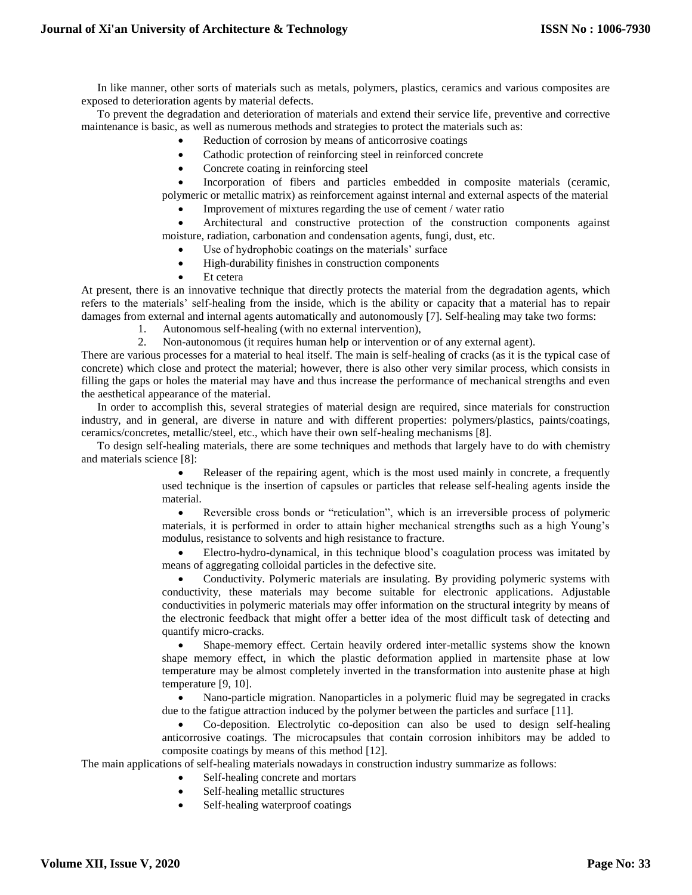In like manner, other sorts of materials such as metals, polymers, plastics, ceramics and various composites are exposed to deterioration agents by material defects.

To prevent the degradation and deterioration of materials and extend their service life, preventive and corrective maintenance is basic, as well as numerous methods and strategies to protect the materials such as:

- Reduction of corrosion by means of anticorrosive coatings
- Cathodic protection of reinforcing steel in reinforced concrete
- Concrete coating in reinforcing steel
- Incorporation of fibers and particles embedded in composite materials (ceramic, polymeric or metallic matrix) as reinforcement against internal and external aspects of the material
- Improvement of mixtures regarding the use of cement / water ratio
- Architectural and constructive protection of the construction components against moisture, radiation, carbonation and condensation agents, fungi, dust, etc.
- Use of hydrophobic coatings on the materials' surface
- High-durability finishes in construction components
- Et cetera

At present, there is an innovative technique that directly protects the material from the degradation agents, which refers to the materials' self-healing from the inside, which is the ability or capacity that a material has to repair damages from external and internal agents automatically and autonomously [7]. Self-healing may take two forms:

1. Autonomous self-healing (with no external intervention),
2. Non-autonomous (it requires human help or intervention or of any external agent).

There are various processes for a material to heal itself. The main is self-healing of cracks (as it is the typical case of concrete) which close and protect the material; however, there is also other very similar process, which consists in filling the gaps or holes the material may have and thus increase the performance of mechanical strengths and even the aesthetical appearance of the material.

In order to accomplish this, several strategies of material design are required, since materials for construction industry, and in general, are diverse in nature and with different properties: polymers/plastics, paints/coatings, ceramics/concretes, metallic/steel, etc., which have their own self-healing mechanisms [8].

To design self-healing materials, there are some techniques and methods that largely have to do with chemistry and materials science [8]:

- Releaser of the repairing agent, which is the most used mainly in concrete, a frequently used technique is the insertion of capsules or particles that release self-healing agents inside the material.
- Reversible cross bonds or "reticulation", which is an irreversible process of polymeric materials, it is performed in order to attain higher mechanical strengths such as a high Young's modulus, resistance to solvents and high resistance to fracture.
- Electro-hydro-dynamical, in this technique blood's coagulation process was imitated by means of aggregating colloidal particles in the defective site.
- Conductivity. Polymeric materials are insulating. By providing polymeric systems with conductivity, these materials may become suitable for electronic applications. Adjustable conductivities in polymeric materials may offer information on the structural integrity by means of the electronic feedback that might offer a better idea of the most difficult task of detecting and quantify micro-cracks.
- Shape-memory effect. Certain heavily ordered inter-metallic systems show the known shape memory effect, in which the plastic deformation applied in martensite phase at low temperature may be almost completely inverted in the transformation into austenite phase at high temperature [9, 10].
- Nano-particle migration. Nanoparticles in a polymeric fluid may be segregated in cracks due to the fatigue attraction induced by the polymer between the particles and surface [11].
- Co-deposition. Electrolytic co-deposition can also be used to design self-healing anticorrosive coatings. The microcapsules that contain corrosion inhibitors may be added to composite coatings by means of this method [12].

The main applications of self-healing materials nowadays in construction industry summarize as follows:

- Self-healing concrete and mortars
- Self-healing metallic structures
- Self-healing waterproof coatings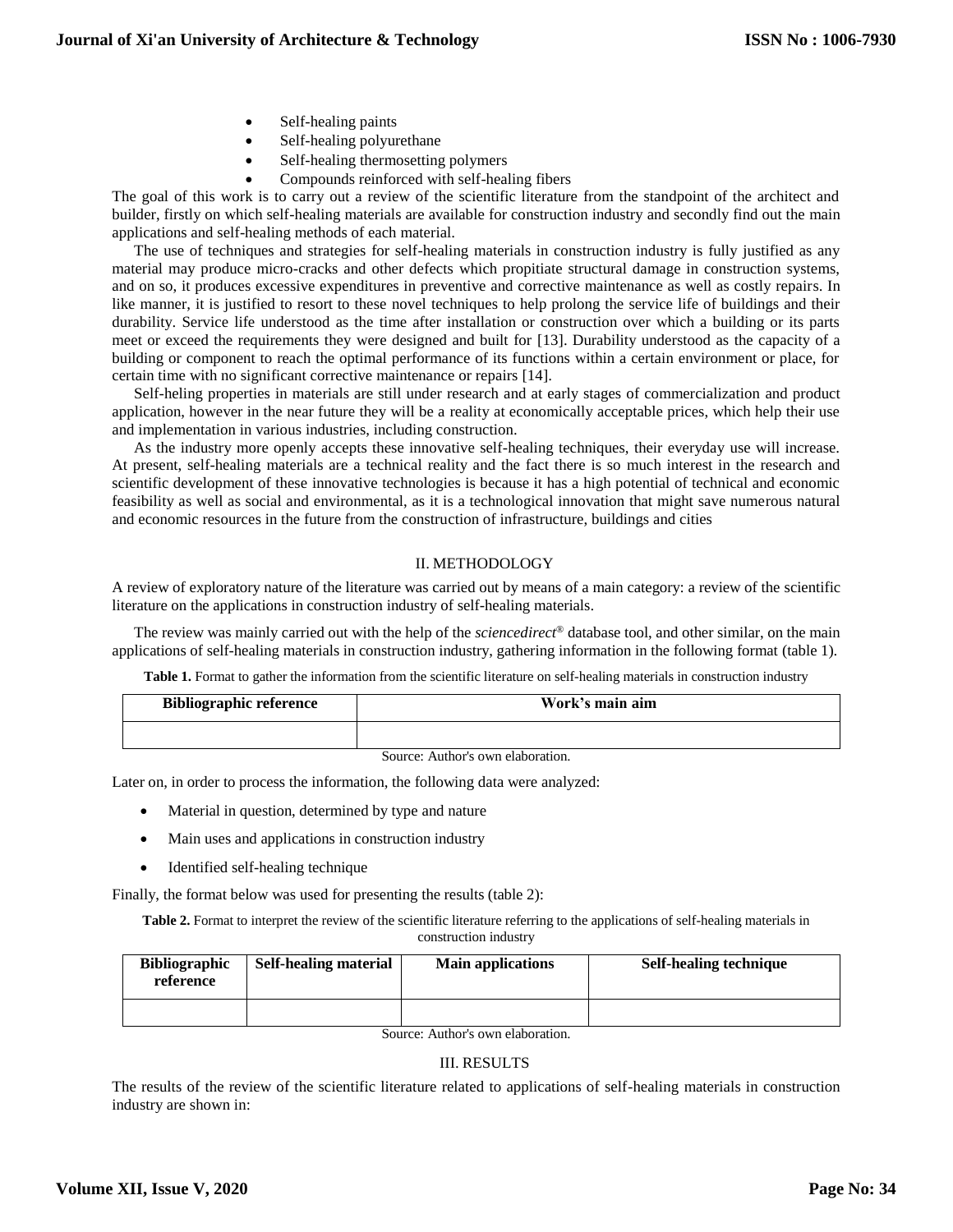- Self-healing paints
- Self-healing polyurethane
- Self-healing thermosetting polymers
- Compounds reinforced with self-healing fibers

The goal of this work is to carry out a review of the scientific literature from the standpoint of the architect and builder, firstly on which self-healing materials are available for construction industry and secondly find out the main applications and self-healing methods of each material.

The use of techniques and strategies for self-healing materials in construction industry is fully justified as any material may produce micro-cracks and other defects which propitiate structural damage in construction systems, and on so, it produces excessive expenditures in preventive and corrective maintenance as well as costly repairs. In like manner, it is justified to resort to these novel techniques to help prolong the service life of buildings and their durability. Service life understood as the time after installation or construction over which a building or its parts meet or exceed the requirements they were designed and built for [13]. Durability understood as the capacity of a building or component to reach the optimal performance of its functions within a certain environment or place, for certain time with no significant corrective maintenance or repairs [14].

Self-heling properties in materials are still under research and at early stages of commercialization and product application, however in the near future they will be a reality at economically acceptable prices, which help their use and implementation in various industries, including construction.

As the industry more openly accepts these innovative self-healing techniques, their everyday use will increase. At present, self-healing materials are a technical reality and the fact there is so much interest in the research and scientific development of these innovative technologies is because it has a high potential of technical and economic feasibility as well as social and environmental, as it is a technological innovation that might save numerous natural and economic resources in the future from the construction of infrastructure, buildings and cities

## II. METHODOLOGY

A review of exploratory nature of the literature was carried out by means of a main category: a review of the scientific literature on the applications in construction industry of self-healing materials.

The review was mainly carried out with the help of the *sciencedirect*® database tool, and other similar, on the main applications of self-healing materials in construction industry, gathering information in the following format (table 1).

**Table 1.** Format to gather the information from the scientific literature on self-healing materials in construction industry

| Bibliographic reference | Work's main aim |
|---|---|
| | |

Source: Author's own elaboration.

Later on, in order to process the information, the following data were analyzed:

- Material in question, determined by type and nature
- Main uses and applications in construction industry
- Identified self-healing technique

Finally, the format below was used for presenting the results (table 2):

**Table 2.** Format to interpret the review of the scientific literature referring to the applications of self-healing materials in construction industry

| Bibliographic reference | Self-healing material | Main applications | Self-healing technique |
|---|---|---|---|
| | | | |

Source: Author's own elaboration.

## III. RESULTS

The results of the review of the scientific literature related to applications of self-healing materials in construction industry are shown in: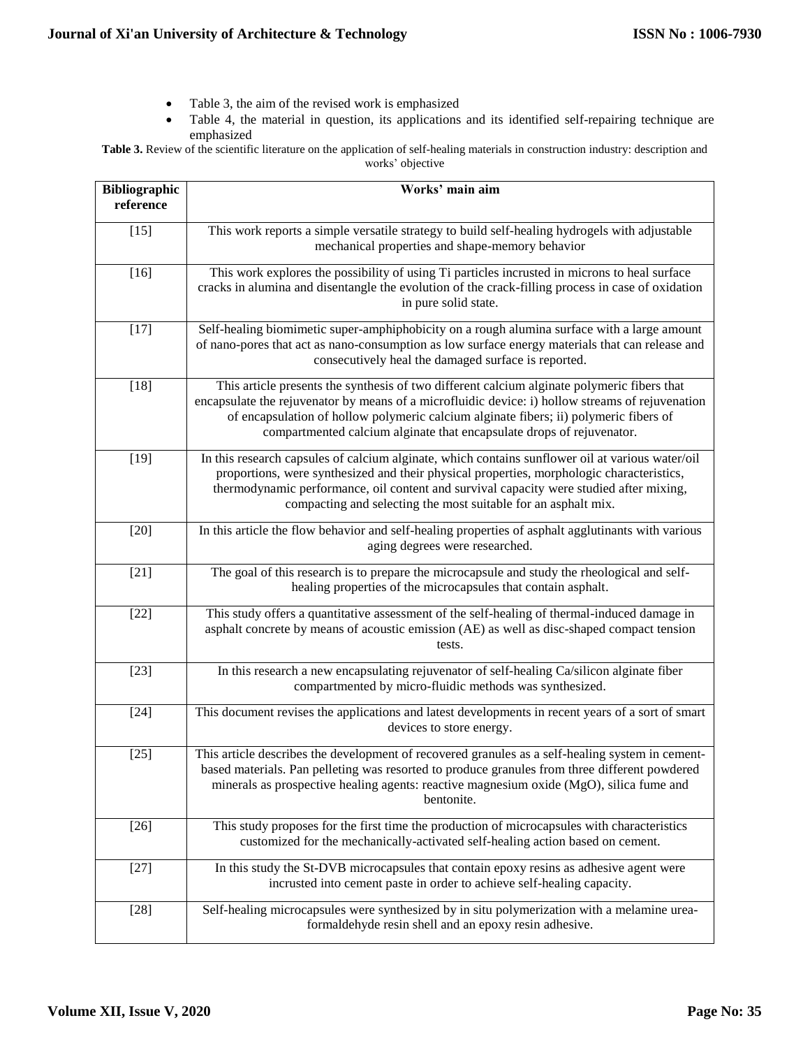- Table 3, the aim of the revised work is emphasized
- Table 4, the material in question, its applications and its identified self-repairing technique are emphasized

**Table 3.** Review of the scientific literature on the application of self-healing materials in construction industry: description and works' objective

| Bibliographic reference | Works' main aim |
|---|---|
| [15] | This work reports a simple versatile strategy to build self-healing hydrogels with adjustable mechanical properties and shape-memory behavior |
| [16] | This work explores the possibility of using Ti particles incrusted in microns to heal surface cracks in alumina and disentangle the evolution of the crack-filling process in case of oxidation in pure solid state. |
| [17] | Self-healing biomimetic super-amphiphobicity on a rough alumina surface with a large amount of nano-pores that act as nano-consumption as low surface energy materials that can release and consecutively heal the damaged surface is reported. |
| [18] | This article presents the synthesis of two different calcium alginate polymeric fibers that encapsulate the rejuvenator by means of a microfluidic device: i) hollow streams of rejuvenation of encapsulation of hollow polymeric calcium alginate fibers; ii) polymeric fibers of compartmented calcium alginate that encapsulate drops of rejuvenator. |
| [19] | In this research capsules of calcium alginate, which contains sunflower oil at various water/oil proportions, were synthesized and their physical properties, morphologic characteristics, thermodynamic performance, oil content and survival capacity were studied after mixing, compacting and selecting the most suitable for an asphalt mix. |
| [20] | In this article the flow behavior and self-healing properties of asphalt agglutinants with various aging degrees were researched. |
| [21] | The goal of this research is to prepare the microcapsule and study the rheological and self-healing properties of the microcapsules that contain asphalt. |
| [22] | This study offers a quantitative assessment of the self-healing of thermal-induced damage in asphalt concrete by means of acoustic emission (AE) as well as disc-shaped compact tension tests. |
| [23] | In this research a new encapsulating rejuvenator of self-healing Ca/silicon alginate fiber compartmented by micro-fluidic methods was synthesized. |
| [24] | This document revises the applications and latest developments in recent years of a sort of smart devices to store energy. |
| [25] | This article describes the development of recovered granules as a self-healing system in cement-based materials. Pan pelleting was resorted to produce granules from three different powdered minerals as prospective healing agents: reactive magnesium oxide (MgO), silica fume and bentonite. |
| [26] | This study proposes for the first time the production of microcapsules with characteristics customized for the mechanically-activated self-healing action based on cement. |
| [27] | In this study the St-DVB microcapsules that contain epoxy resins as adhesive agent were incrusted into cement paste in order to achieve self-healing capacity. |
| [28] | Self-healing microcapsules were synthesized by in situ polymerization with a melamine urea-formaldehyde resin shell and an epoxy resin adhesive. |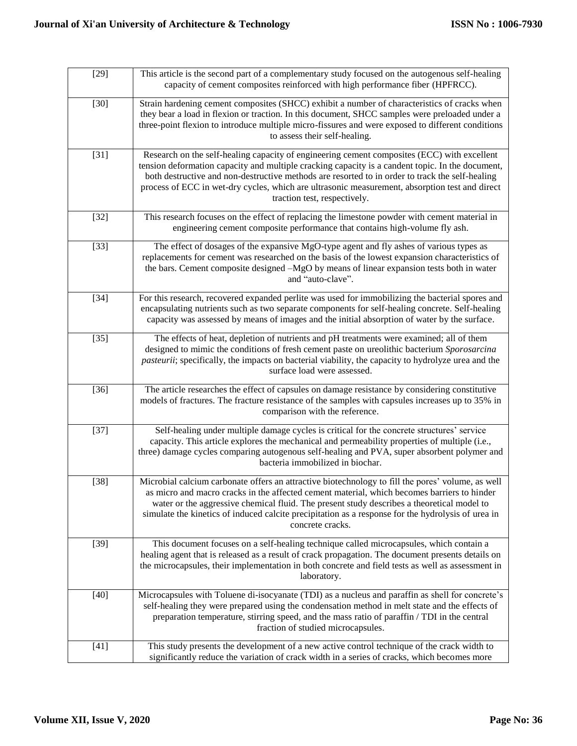| | |
|---|---|
| [29] | This article is the second part of a complementary study focused on the autogenous self-healing capacity of cement composites reinforced with high performance fiber (HPFRCC). |
| [30] | Strain hardening cement composites (SHCC) exhibit a number of characteristics of cracks when they bear a load in flexion or traction. In this document, SHCC samples were preloaded under a three-point flexion to introduce multiple micro-fissures and were exposed to different conditions to assess their self-healing. |
| [31] | Research on the self-healing capacity of engineering cement composites (ECC) with excellent tension deformation capacity and multiple cracking capacity is a candent topic. In the document, both destructive and non-destructive methods are resorted to in order to track the self-healing process of ECC in wet-dry cycles, which are ultrasonic measurement, absorption test and direct traction test, respectively. |
| [32] | This research focuses on the effect of replacing the limestone powder with cement material in engineering cement composite performance that contains high-volume fly ash. |
| [33] | The effect of dosages of the expansive MgO-type agent and fly ashes of various types as replacements for cement was researched on the basis of the lowest expansion characteristics of the bars. Cement composite designed –MgO by means of linear expansion tests both in water and "auto-clave". |
| [34] | For this research, recovered expanded perlite was used for immobilizing the bacterial spores and encapsulating nutrients such as two separate components for self-healing concrete. Self-healing capacity was assessed by means of images and the initial absorption of water by the surface. |
| [35] | The effects of heat, depletion of nutrients and pH treatments were examined; all of them designed to mimic the conditions of fresh cement paste on ureolithic bacterium *Sporosarcina pasteurii*; specifically, the impacts on bacterial viability, the capacity to hydrolyze urea and the surface load were assessed. |
| [36] | The article researches the effect of capsules on damage resistance by considering constitutive models of fractures. The fracture resistance of the samples with capsules increases up to 35% in comparison with the reference. |
| [37] | Self-healing under multiple damage cycles is critical for the concrete structures' service capacity. This article explores the mechanical and permeability properties of multiple (i.e., three) damage cycles comparing autogenous self-healing and PVA, super absorbent polymer and bacteria immobilized in biochar. |
| [38] | Microbial calcium carbonate offers an attractive biotechnology to fill the pores' volume, as well as micro and macro cracks in the affected cement material, which becomes barriers to hinder water or the aggressive chemical fluid. The present study describes a theoretical model to simulate the kinetics of induced calcite precipitation as a response for the hydrolysis of urea in concrete cracks. |
| [39] | This document focuses on a self-healing technique called microcapsules, which contain a healing agent that is released as a result of crack propagation. The document presents details on the microcapsules, their implementation in both concrete and field tests as well as assessment in laboratory. |
| [40] | Microcapsules with Toluene di-isocyanate (TDI) as a nucleus and paraffin as shell for concrete's self-healing they were prepared using the condensation method in melt state and the effects of preparation temperature, stirring speed, and the mass ratio of paraffin / TDI in the central fraction of studied microcapsules. |
| [41] | This study presents the development of a new active control technique of the crack width to significantly reduce the variation of crack width in a series of cracks, which becomes more |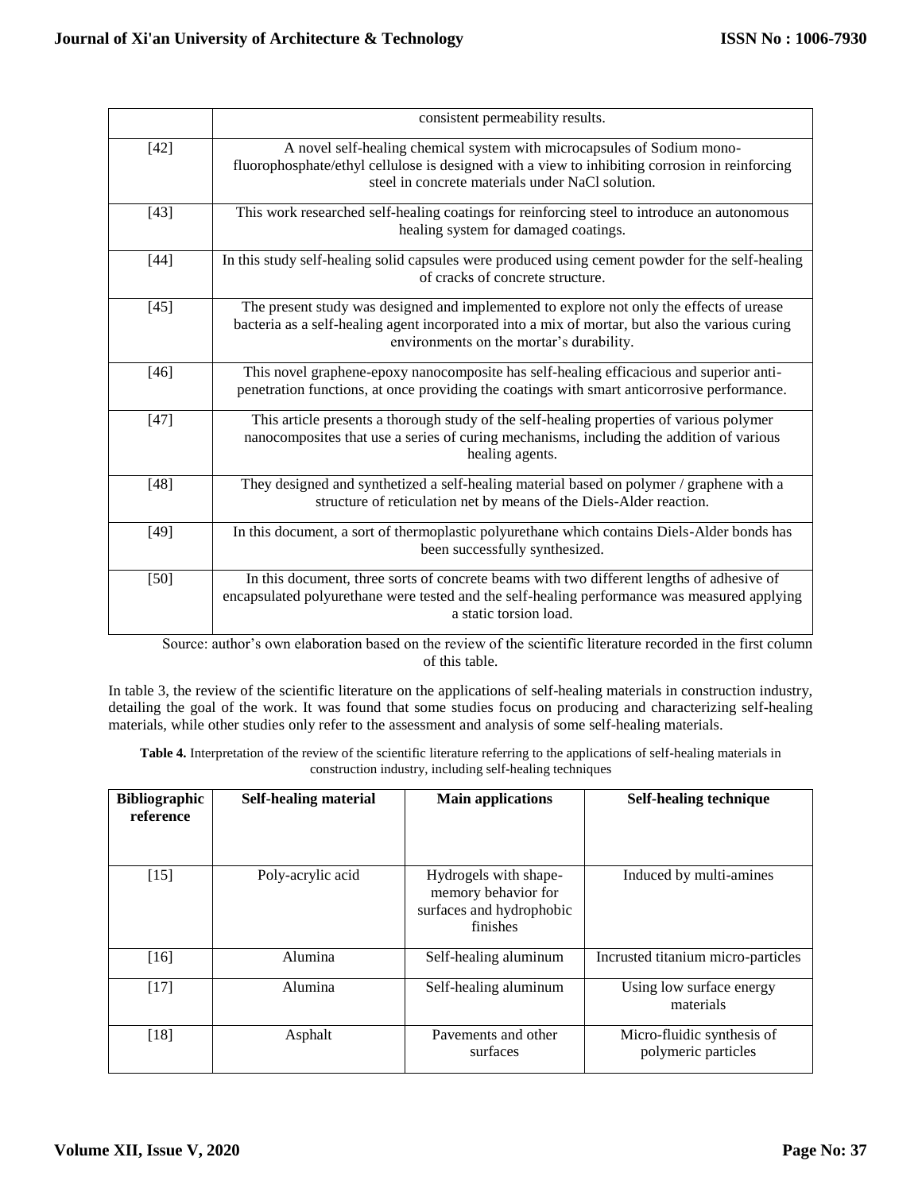|  | consistent permeability results. |
| --- | --- |
| [42] | A novel self-healing chemical system with microcapsules of Sodium mono-fluorophosphate/ethyl cellulose is designed with a view to inhibiting corrosion in reinforcing steel in concrete materials under NaCl solution. |
| [43] | This work researched self-healing coatings for reinforcing steel to introduce an autonomous healing system for damaged coatings. |
| [44] | In this study self-healing solid capsules were produced using cement powder for the self-healing of cracks of concrete structure. |
| [45] | The present study was designed and implemented to explore not only the effects of urease bacteria as a self-healing agent incorporated into a mix of mortar, but also the various curing environments on the mortar's durability. |
| [46] | This novel graphene-epoxy nanocomposite has self-healing efficacious and superior anti-penetration functions, at once providing the coatings with smart anticorrosive performance. |
| [47] | This article presents a thorough study of the self-healing properties of various polymer nanocomposites that use a series of curing mechanisms, including the addition of various healing agents. |
| [48] | They designed and synthetized a self-healing material based on polymer / graphene with a structure of reticulation net by means of the Diels-Alder reaction. |
| [49] | In this document, a sort of thermoplastic polyurethane which contains Diels-Alder bonds has been successfully synthesized. |
| [50] | In this document, three sorts of concrete beams with two different lengths of adhesive of encapsulated polyurethane were tested and the self-healing performance was measured applying a static torsion load. |

Source: author's own elaboration based on the review of the scientific literature recorded in the first column of this table.

In table 3, the review of the scientific literature on the applications of self-healing materials in construction industry, detailing the goal of the work. It was found that some studies focus on producing and characterizing self-healing materials, while other studies only refer to the assessment and analysis of some self-healing materials.

**Table 4.** Interpretation of the review of the scientific literature referring to the applications of self-healing materials in construction industry, including self-healing techniques

| Bibliographic reference | Self-healing material | Main applications | Self-healing technique |
| --- | --- | --- | --- |
| [15] | Poly-acrylic acid | Hydrogels with shape-memory behavior for surfaces and hydrophobic finishes | Induced by multi-amines |
| [16] | Alumina | Self-healing aluminum | Incrusted titanium micro-particles |
| [17] | Alumina | Self-healing aluminum | Using low surface energy materials |
| [18] | Asphalt | Pavements and other surfaces | Micro-fluidic synthesis of polymeric particles |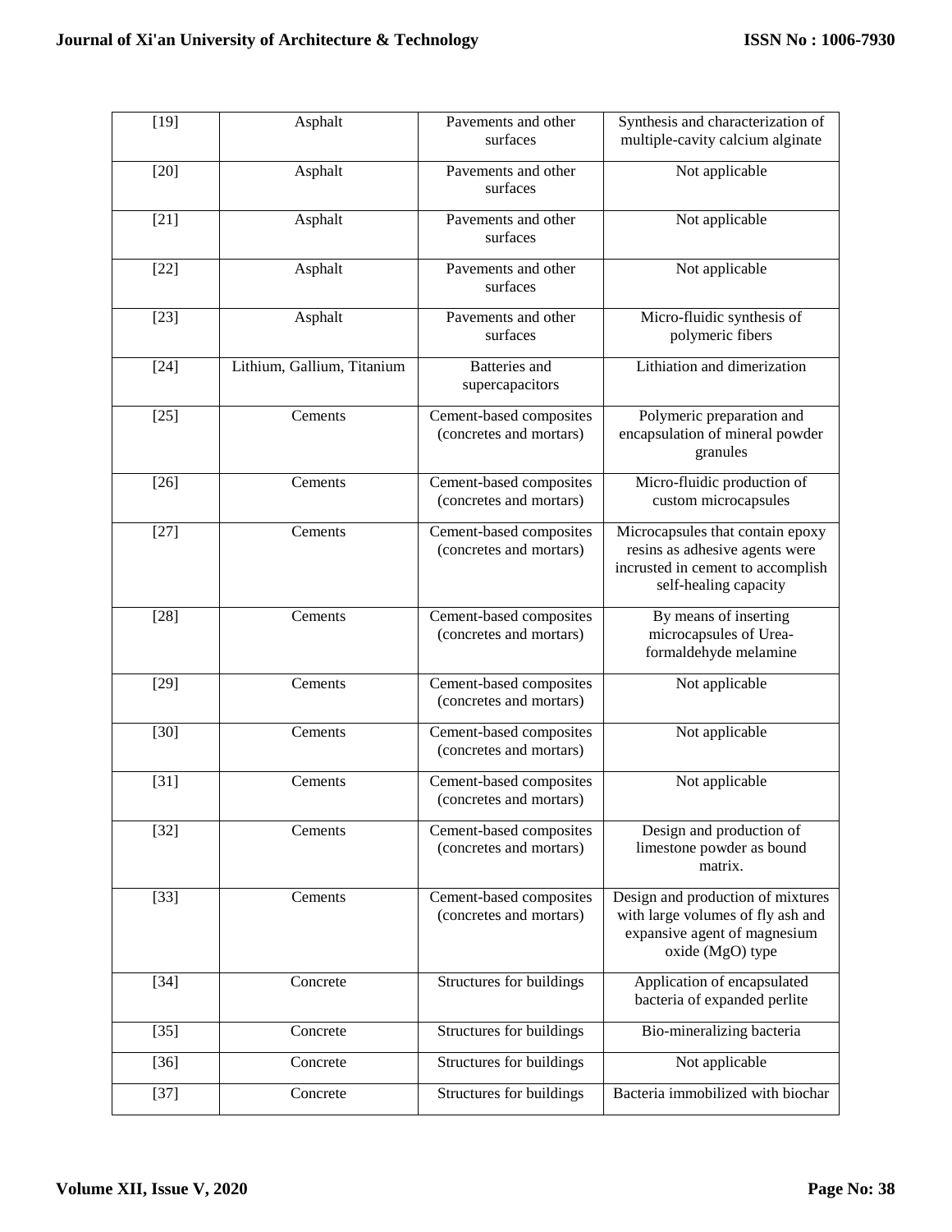| | | | |
|---|---|---|---|
| [19] | Asphalt | Pavements and other surfaces | Synthesis and characterization of multiple-cavity calcium alginate |
| [20] | Asphalt | Pavements and other surfaces | Not applicable |
| [21] | Asphalt | Pavements and other surfaces | Not applicable |
| [22] | Asphalt | Pavements and other surfaces | Not applicable |
| [23] | Asphalt | Pavements and other surfaces | Micro-fluidic synthesis of polymeric fibers |
| [24] | Lithium, Gallium, Titanium | Batteries and supercapacitors | Lithiation and dimerization |
| [25] | Cements | Cement-based composites (concretes and mortars) | Polymeric preparation and encapsulation of mineral powder granules |
| [26] | Cements | Cement-based composites (concretes and mortars) | Micro-fluidic production of custom microcapsules |
| [27] | Cements | Cement-based composites (concretes and mortars) | Microcapsules that contain epoxy resins as adhesive agents were incrusted in cement to accomplish self-healing capacity |
| [28] | Cements | Cement-based composites (concretes and mortars) | By means of inserting microcapsules of Urea-formaldehyde melamine |
| [29] | Cements | Cement-based composites (concretes and mortars) | Not applicable |
| [30] | Cements | Cement-based composites (concretes and mortars) | Not applicable |
| [31] | Cements | Cement-based composites (concretes and mortars) | Not applicable |
| [32] | Cements | Cement-based composites (concretes and mortars) | Design and production of limestone powder as bound matrix. |
| [33] | Cements | Cement-based composites (concretes and mortars) | Design and production of mixtures with large volumes of fly ash and expansive agent of magnesium oxide (MgO) type |
| [34] | Concrete | Structures for buildings | Application of encapsulated bacteria of expanded perlite |
| [35] | Concrete | Structures for buildings | Bio-mineralizing bacteria |
| [36] | Concrete | Structures for buildings | Not applicable |
| [37] | Concrete | Structures for buildings | Bacteria immobilized with biochar |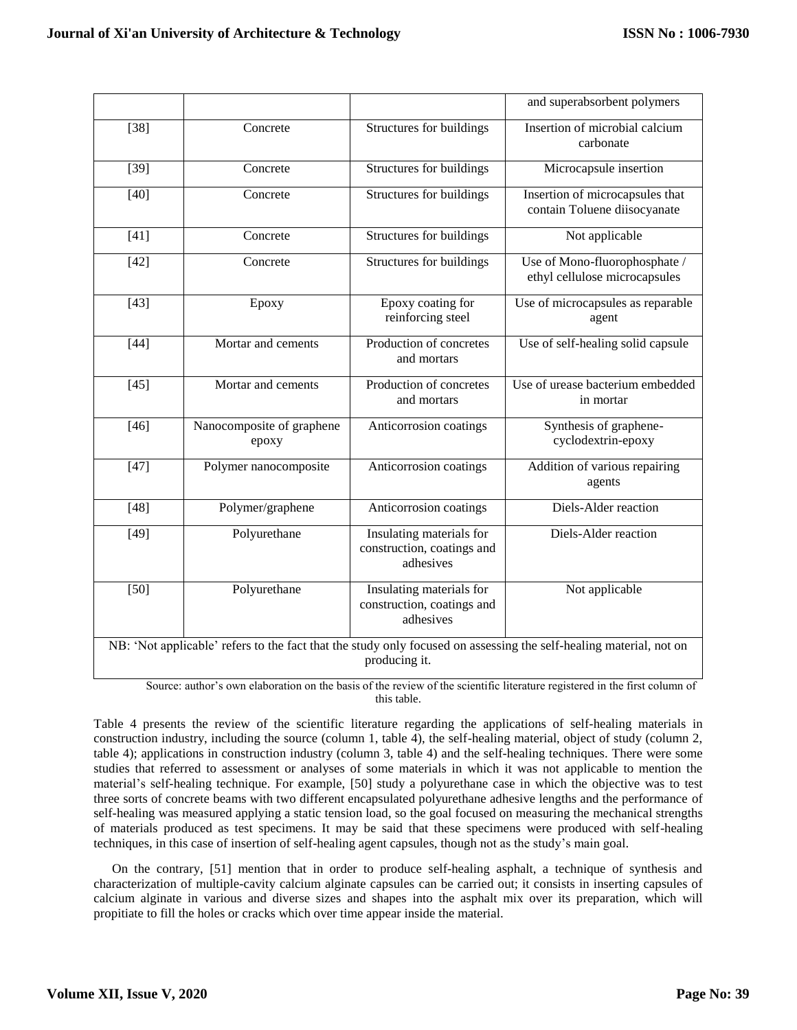| | | | |
|---|---|---|---|
| | | | and superabsorbent polymers |
| [38] | Concrete | Structures for buildings | Insertion of microbial calcium carbonate |
| [39] | Concrete | Structures for buildings | Microcapsule insertion |
| [40] | Concrete | Structures for buildings | Insertion of microcapsules that contain Toluene diisocyanate |
| [41] | Concrete | Structures for buildings | Not applicable |
| [42] | Concrete | Structures for buildings | Use of Mono-fluorophosphate / ethyl cellulose microcapsules |
| [43] | Epoxy | Epoxy coating for reinforcing steel | Use of microcapsules as reparable agent |
| [44] | Mortar and cements | Production of concretes and mortars | Use of self-healing solid capsule |
| [45] | Mortar and cements | Production of concretes and mortars | Use of urease bacterium embedded in mortar |
| [46] | Nanocomposite of graphene epoxy | Anticorrosion coatings | Synthesis of graphene-cyclodextrin-epoxy |
| [47] | Polymer nanocomposite | Anticorrosion coatings | Addition of various repairing agents |
| [48] | Polymer/graphene | Anticorrosion coatings | Diels-Alder reaction |
| [49] | Polyurethane | Insulating materials for construction, coatings and adhesives | Diels-Alder reaction |
| [50] | Polyurethane | Insulating materials for construction, coatings and adhesives | Not applicable |
| NB: 'Not applicable' refers to the fact that the study only focused on assessing the self-healing material, not on producing it. | | | |

Source: author's own elaboration on the basis of the review of the scientific literature registered in the first column of this table.

Table 4 presents the review of the scientific literature regarding the applications of self-healing materials in construction industry, including the source (column 1, table 4), the self-healing material, object of study (column 2, table 4); applications in construction industry (column 3, table 4) and the self-healing techniques. There were some studies that referred to assessment or analyses of some materials in which it was not applicable to mention the material's self-healing technique. For example, [50] study a polyurethane case in which the objective was to test three sorts of concrete beams with two different encapsulated polyurethane adhesive lengths and the performance of self-healing was measured applying a static tension load, so the goal focused on measuring the mechanical strengths of materials produced as test specimens. It may be said that these specimens were produced with self-healing techniques, in this case of insertion of self-healing agent capsules, though not as the study's main goal.

On the contrary, [51] mention that in order to produce self-healing asphalt, a technique of synthesis and characterization of multiple-cavity calcium alginate capsules can be carried out; it consists in inserting capsules of calcium alginate in various and diverse sizes and shapes into the asphalt mix over its preparation, which will propitiate to fill the holes or cracks which over time appear inside the material.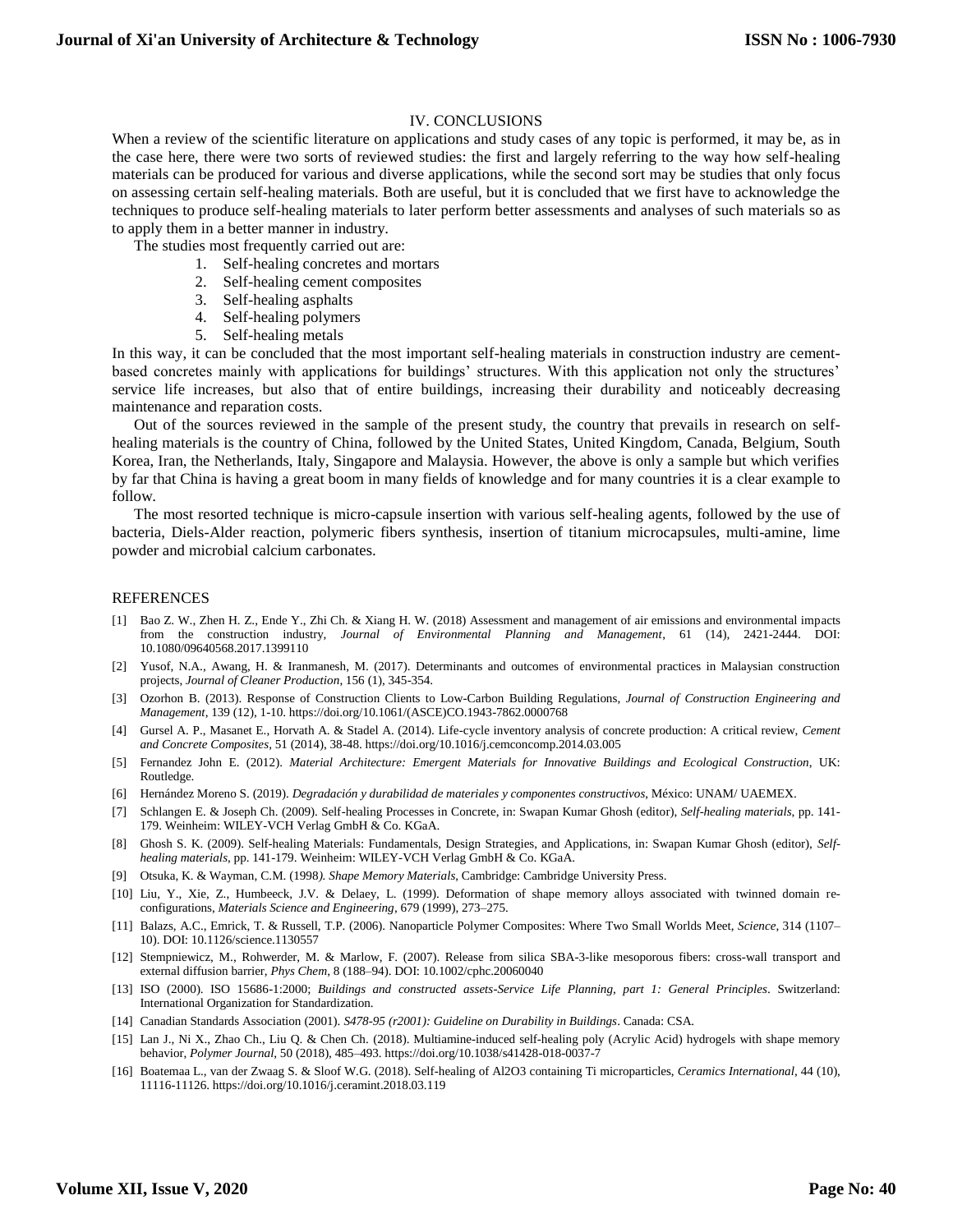## IV. CONCLUSIONS

When a review of the scientific literature on applications and study cases of any topic is performed, it may be, as in the case here, there were two sorts of reviewed studies: the first and largely referring to the way how self-healing materials can be produced for various and diverse applications, while the second sort may be studies that only focus on assessing certain self-healing materials. Both are useful, but it is concluded that we first have to acknowledge the techniques to produce self-healing materials to later perform better assessments and analyses of such materials so as to apply them in a better manner in industry.

The studies most frequently carried out are:

1. Self-healing concretes and mortars
2. Self-healing cement composites
3. Self-healing asphalts
4. Self-healing polymers
5. Self-healing metals

In this way, it can be concluded that the most important self-healing materials in construction industry are cement-based concretes mainly with applications for buildings' structures. With this application not only the structures' service life increases, but also that of entire buildings, increasing their durability and noticeably decreasing maintenance and reparation costs.

Out of the sources reviewed in the sample of the present study, the country that prevails in research on self-healing materials is the country of China, followed by the United States, United Kingdom, Canada, Belgium, South Korea, Iran, the Netherlands, Italy, Singapore and Malaysia. However, the above is only a sample but which verifies by far that China is having a great boom in many fields of knowledge and for many countries it is a clear example to follow.

The most resorted technique is micro-capsule insertion with various self-healing agents, followed by the use of bacteria, Diels-Alder reaction, polymeric fibers synthesis, insertion of titanium microcapsules, multi-amine, lime powder and microbial calcium carbonates.

## REFERENCES

[1] Bao Z. W., Zhen H. Z., Ende Y., Zhi Ch. & Xiang H. W. (2018) Assessment and management of air emissions and environmental impacts from the construction industry, *Journal of Environmental Planning and Management*, 61 (14), 2421-2444. DOI: 10.1080/09640568.2017.1399110

[2] Yusof, N.A., Awang, H. & Iranmanesh, M. (2017). Determinants and outcomes of environmental practices in Malaysian construction projects, *Journal of Cleaner Production*, 156 (1), 345-354.

[3] Ozorhon B. (2013). Response of Construction Clients to Low-Carbon Building Regulations, *Journal of Construction Engineering and Management*, 139 (12), 1-10. https://doi.org/10.1061/(ASCE)CO.1943-7862.0000768

[4] Gursel A. P., Masanet E., Horvath A. & Stadel A. (2014). Life-cycle inventory analysis of concrete production: A critical review, *Cement and Concrete Composites*, 51 (2014), 38-48. https://doi.org/10.1016/j.cemconcomp.2014.03.005

[5] Fernandez John E. (2012). *Material Architecture: Emergent Materials for Innovative Buildings and Ecological Construction*, UK: Routledge.

[6] Hernández Moreno S. (2019). *Degradación y durabilidad de materiales y componentes constructivos*, México: UNAM/ UAEMEX.

[7] Schlangen E. & Joseph Ch. (2009). Self-healing Processes in Concrete, in: Swapan Kumar Ghosh (editor), *Self-healing materials*, pp. 141-179. Weinheim: WILEY-VCH Verlag GmbH & Co. KGaA.

[8] Ghosh S. K. (2009). Self-healing Materials: Fundamentals, Design Strategies, and Applications, in: Swapan Kumar Ghosh (editor), *Self-healing materials*, pp. 141-179. Weinheim: WILEY-VCH Verlag GmbH & Co. KGaA.

[9] Otsuka, K. & Wayman, C.M. (1998*). Shape Memory Materials*, Cambridge: Cambridge University Press.

[10] Liu, Y., Xie, Z., Humbeeck, J.V. & Delaey, L. (1999). Deformation of shape memory alloys associated with twinned domain re-configurations, *Materials Science and Engineering*, 679 (1999), 273–275.

[11] Balazs, A.C., Emrick, T. & Russell, T.P. (2006). Nanoparticle Polymer Composites: Where Two Small Worlds Meet, *Science*, 314 (1107–10). DOI: 10.1126/science.1130557

[12] Stempniewicz, M., Rohwerder, M. & Marlow, F. (2007). Release from silica SBA-3-like mesoporous fibers: cross-wall transport and external diffusion barrier, *Phys Chem*, 8 (188–94). DOI: 10.1002/cphc.20060040

[13] ISO (2000). ISO 15686-1:2000; *Buildings and constructed assets-Service Life Planning, part 1: General Principles*. Switzerland: International Organization for Standardization.

[14] Canadian Standards Association (2001). *S478-95 (r2001): Guideline on Durability in Buildings*. Canada: CSA.

[15] Lan J., Ni X., Zhao Ch., Liu Q. & Chen Ch. (2018). Multiamine-induced self-healing poly (Acrylic Acid) hydrogels with shape memory behavior, *Polymer Journal*, 50 (2018), 485–493. https://doi.org/10.1038/s41428-018-0037-7

[16] Boatemaa L., van der Zwaag S. & Sloof W.G. (2018). Self-healing of Al2O3 containing Ti microparticles, *Ceramics International*, 44 (10), 11116-11126. https://doi.org/10.1016/j.ceramint.2018.03.119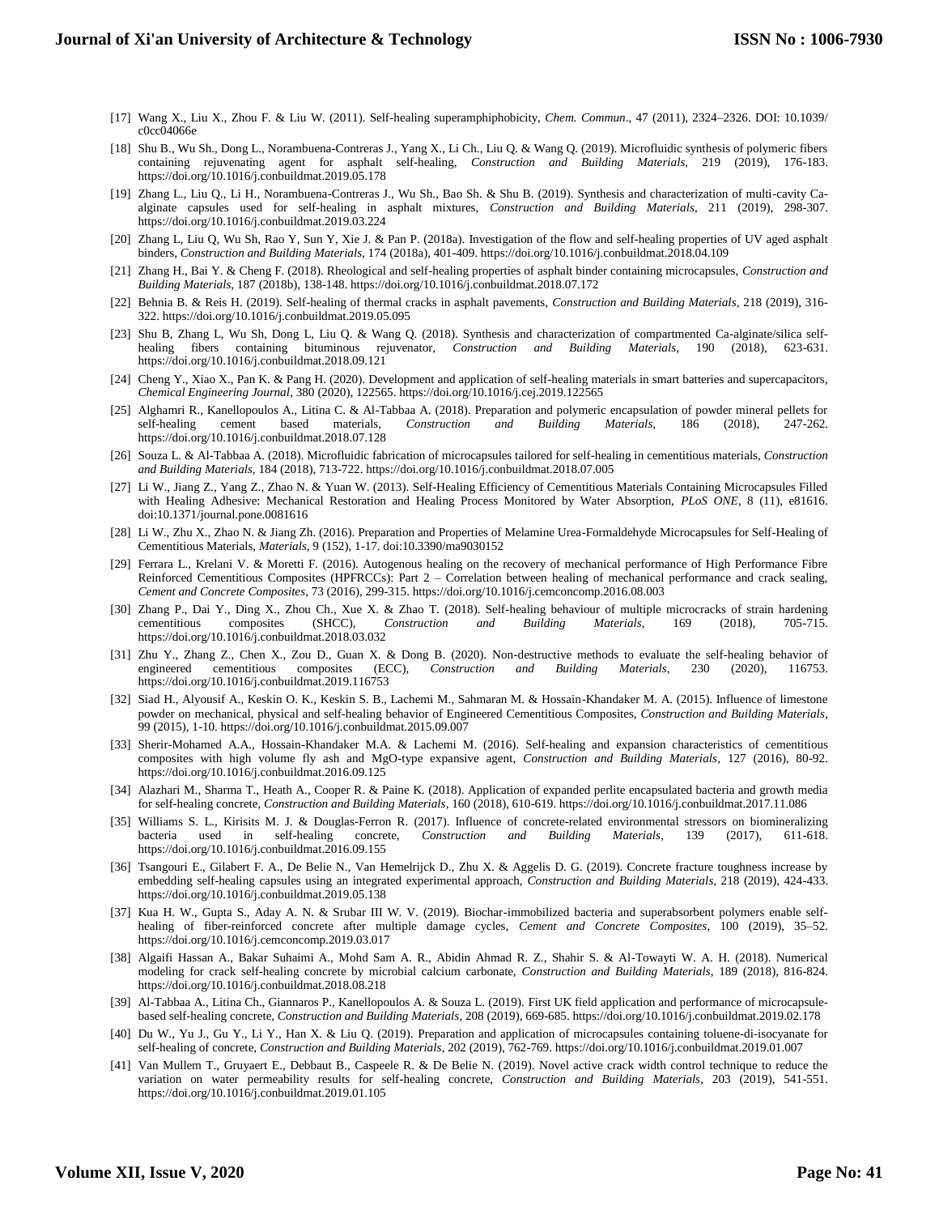[17] Wang X., Liu X., Zhou F. & Liu W. (2011). Self-healing superamphiphobicity, *Chem. Commun*., 47 (2011), 2324–2326. DOI: 10.1039/c0cc04066e

[18] Shu B., Wu Sh., Dong L., Norambuena-Contreras J., Yang X., Li Ch., Liu Q. & Wang Q. (2019). Microfluidic synthesis of polymeric fibers containing rejuvenating agent for asphalt self-healing, *Construction and Building Materials*, 219 (2019), 176-183. https://doi.org/10.1016/j.conbuildmat.2019.05.178

[19] Zhang L., Liu Q., Li H., Norambuena-Contreras J., Wu Sh., Bao Sh. & Shu B. (2019). Synthesis and characterization of multi-cavity Ca-alginate capsules used for self-healing in asphalt mixtures, *Construction and Building Materials*, 211 (2019), 298-307. https://doi.org/10.1016/j.conbuildmat.2019.03.224

[20] Zhang L, Liu Q, Wu Sh, Rao Y, Sun Y, Xie J. & Pan P. (2018a). Investigation of the flow and self-healing properties of UV aged asphalt binders, *Construction and Building Materials*, 174 (2018a), 401-409. https://doi.org/10.1016/j.conbuildmat.2018.04.109

[21] Zhang H., Bai Y. & Cheng F. (2018). Rheological and self-healing properties of asphalt binder containing microcapsules, *Construction and Building Materials*, 187 (2018b), 138-148. https://doi.org/10.1016/j.conbuildmat.2018.07.172

[22] Behnia B. & Reis H. (2019). Self-healing of thermal cracks in asphalt pavements, *Construction and Building Materials*, 218 (2019), 316-322. https://doi.org/10.1016/j.conbuildmat.2019.05.095

[23] Shu B, Zhang L, Wu Sh, Dong L, Liu Q. & Wang Q. (2018). Synthesis and characterization of compartmented Ca-alginate/silica self-healing fibers containing bituminous rejuvenator, *Construction and Building Materials*, 190 (2018), 623-631. https://doi.org/10.1016/j.conbuildmat.2018.09.121

[24] Cheng Y., Xiao X., Pan K. & Pang H. (2020). Development and application of self-healing materials in smart batteries and supercapacitors, *Chemical Engineering Journal*, 380 (2020), 122565. https://doi.org/10.1016/j.cej.2019.122565

[25] Alghamri R., Kanellopoulos A., Litina C. & Al-Tabbaa A. (2018). Preparation and polymeric encapsulation of powder mineral pellets for self-healing cement based materials, *Construction and Building Materials*, 186 (2018), 247-262. https://doi.org/10.1016/j.conbuildmat.2018.07.128

[26] Souza L. & Al-Tabbaa A. (2018). Microfluidic fabrication of microcapsules tailored for self-healing in cementitious materials, *Construction and Building Materials*, 184 (2018), 713-722. https://doi.org/10.1016/j.conbuildmat.2018.07.005

[27] Li W., Jiang Z., Yang Z., Zhao N. & Yuan W. (2013). Self-Healing Efficiency of Cementitious Materials Containing Microcapsules Filled with Healing Adhesive: Mechanical Restoration and Healing Process Monitored by Water Absorption, *PLoS ONE*, 8 (11), e81616. doi:10.1371/journal.pone.0081616

[28] Li W., Zhu X., Zhao N. & Jiang Zh. (2016). Preparation and Properties of Melamine Urea-Formaldehyde Microcapsules for Self-Healing of Cementitious Materials, *Materials*, 9 (152), 1-17. doi:10.3390/ma9030152

[29] Ferrara L., Krelani V. & Moretti F. (2016). Autogenous healing on the recovery of mechanical performance of High Performance Fibre Reinforced Cementitious Composites (HPFRCCs): Part 2 – Correlation between healing of mechanical performance and crack sealing, *Cement and Concrete Composites*, 73 (2016), 299-315. https://doi.org/10.1016/j.cemconcomp.2016.08.003

[30] Zhang P., Dai Y., Ding X., Zhou Ch., Xue X. & Zhao T. (2018). Self-healing behaviour of multiple microcracks of strain hardening cementitious composites (SHCC), *Construction and Building Materials*, 169 (2018), 705-715. https://doi.org/10.1016/j.conbuildmat.2018.03.032

[31] Zhu Y., Zhang Z., Chen X., Zou D., Guan X. & Dong B. (2020). Non-destructive methods to evaluate the self-healing behavior of engineered cementitious composites (ECC), *Construction and Building Materials*, 230 (2020), 116753. https://doi.org/10.1016/j.conbuildmat.2019.116753

[32] Siad H., Alyousif A., Keskin O. K., Keskin S. B., Lachemi M., Sahmaran M. & Hossain-Khandaker M. A. (2015). Influence of limestone powder on mechanical, physical and self-healing behavior of Engineered Cementitious Composites, *Construction and Building Materials*, 99 (2015), 1-10. https://doi.org/10.1016/j.conbuildmat.2015.09.007

[33] Sherir-Mohamed A.A., Hossain-Khandaker M.A. & Lachemi M. (2016). Self-healing and expansion characteristics of cementitious composites with high volume fly ash and MgO-type expansive agent, *Construction and Building Materials*, 127 (2016), 80-92. https://doi.org/10.1016/j.conbuildmat.2016.09.125

[34] Alazhari M., Sharma T., Heath A., Cooper R. & Paine K. (2018). Application of expanded perlite encapsulated bacteria and growth media for self-healing concrete, *Construction and Building Materials*, 160 (2018), 610-619. https://doi.org/10.1016/j.conbuildmat.2017.11.086

[35] Williams S. L., Kirisits M. J. & Douglas-Ferron R. (2017). Influence of concrete-related environmental stressors on biomineralizing bacteria used in self-healing concrete, *Construction and Building Materials*, 139 (2017), 611-618. https://doi.org/10.1016/j.conbuildmat.2016.09.155

[36] Tsangouri E., Gilabert F. A., De Belie N., Van Hemelrijck D., Zhu X. & Aggelis D. G. (2019). Concrete fracture toughness increase by embedding self-healing capsules using an integrated experimental approach, *Construction and Building Materials*, 218 (2019), 424-433. https://doi.org/10.1016/j.conbuildmat.2019.05.138

[37] Kua H. W., Gupta S., Aday A. N. & Srubar III W. V. (2019). Biochar-immobilized bacteria and superabsorbent polymers enable self-healing of fiber-reinforced concrete after multiple damage cycles, *Cement and Concrete Composites*, 100 (2019), 35–52. https://doi.org/10.1016/j.cemconcomp.2019.03.017

[38] Algaifi Hassan A., Bakar Suhaimi A., Mohd Sam A. R., Abidin Ahmad R. Z., Shahir S. & Al-Towayti W. A. H. (2018). Numerical modeling for crack self-healing concrete by microbial calcium carbonate, *Construction and Building Materials*, 189 (2018), 816-824. https://doi.org/10.1016/j.conbuildmat.2018.08.218

[39] Al-Tabbaa A., Litina Ch., Giannaros P., Kanellopoulos A. & Souza L. (2019). First UK field application and performance of microcapsule-based self-healing concrete, *Construction and Building Materials*, 208 (2019), 669-685. https://doi.org/10.1016/j.conbuildmat.2019.02.178

[40] Du W., Yu J., Gu Y., Li Y., Han X. & Liu Q. (2019). Preparation and application of microcapsules containing toluene-di-isocyanate for self-healing of concrete, *Construction and Building Materials*, 202 (2019), 762-769. https://doi.org/10.1016/j.conbuildmat.2019.01.007

[41] Van Mullem T., Gruyaert E., Debbaut B., Caspeele R. & De Belie N. (2019). Novel active crack width control technique to reduce the variation on water permeability results for self-healing concrete, *Construction and Building Materials*, 203 (2019), 541-551. https://doi.org/10.1016/j.conbuildmat.2019.01.105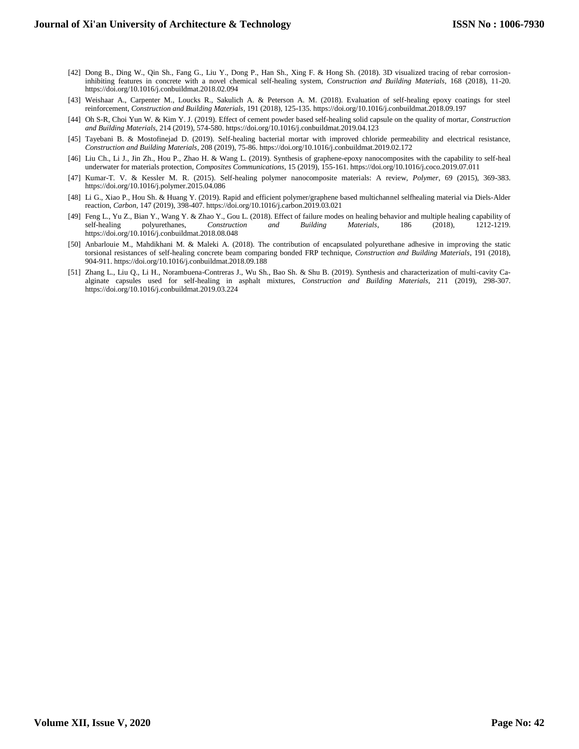[42] Dong B., Ding W., Qin Sh., Fang G., Liu Y., Dong P., Han Sh., Xing F. & Hong Sh. (2018). 3D visualized tracing of rebar corrosion-inhibiting features in concrete with a novel chemical self-healing system, *Construction and Building Materials*, 168 (2018), 11-20. https://doi.org/10.1016/j.conbuildmat.2018.02.094

[43] Weishaar A., Carpenter M., Loucks R., Sakulich A. & Peterson A. M. (2018). Evaluation of self-healing epoxy coatings for steel reinforcement, *Construction and Building Materials*, 191 (2018), 125-135. https://doi.org/10.1016/j.conbuildmat.2018.09.197

[44] Oh S-R, Choi Yun W. & Kim Y. J. (2019). Effect of cement powder based self-healing solid capsule on the quality of mortar, *Construction and Building Materials*, 214 (2019), 574-580. https://doi.org/10.1016/j.conbuildmat.2019.04.123

[45] Tayebani B. & Mostofinejad D. (2019). Self-healing bacterial mortar with improved chloride permeability and electrical resistance, *Construction and Building Materials*, 208 (2019), 75-86. https://doi.org/10.1016/j.conbuildmat.2019.02.172

[46] Liu Ch., Li J., Jin Zh., Hou P., Zhao H. & Wang L. (2019). Synthesis of graphene-epoxy nanocomposites with the capability to self-heal underwater for materials protection, *Composites Communications*, 15 (2019), 155-161. https://doi.org/10.1016/j.coco.2019.07.011

[47] Kumar-T. V. & Kessler M. R. (2015). Self-healing polymer nanocomposite materials: A review, *Polymer*, 69 (2015), 369-383. https://doi.org/10.1016/j.polymer.2015.04.086

[48] Li G., Xiao P., Hou Sh. & Huang Y. (2019). Rapid and efficient polymer/graphene based multichannel selfhealing material via Diels-Alder reaction, *Carbon*, 147 (2019), 398-407. https://doi.org/10.1016/j.carbon.2019.03.021

[49] Feng L., Yu Z., Bian Y., Wang Y. & Zhao Y., Gou L. (2018). Effect of failure modes on healing behavior and multiple healing capability of self-healing polyurethanes, *Construction and Building Materials*, 186 (2018), 1212-1219. https://doi.org/10.1016/j.conbuildmat.2018.08.048

[50] Anbarlouie M., Mahdikhani M. & Maleki A. (2018). The contribution of encapsulated polyurethane adhesive in improving the static torsional resistances of self-healing concrete beam comparing bonded FRP technique, *Construction and Building Materials*, 191 (2018), 904-911. https://doi.org/10.1016/j.conbuildmat.2018.09.188

[51] Zhang L., Liu Q., Li H., Norambuena-Contreras J., Wu Sh., Bao Sh. & Shu B. (2019). Synthesis and characterization of multi-cavity Ca-alginate capsules used for self-healing in asphalt mixtures, *Construction and Building Materials*, 211 (2019), 298-307. https://doi.org/10.1016/j.conbuildmat.2019.03.224